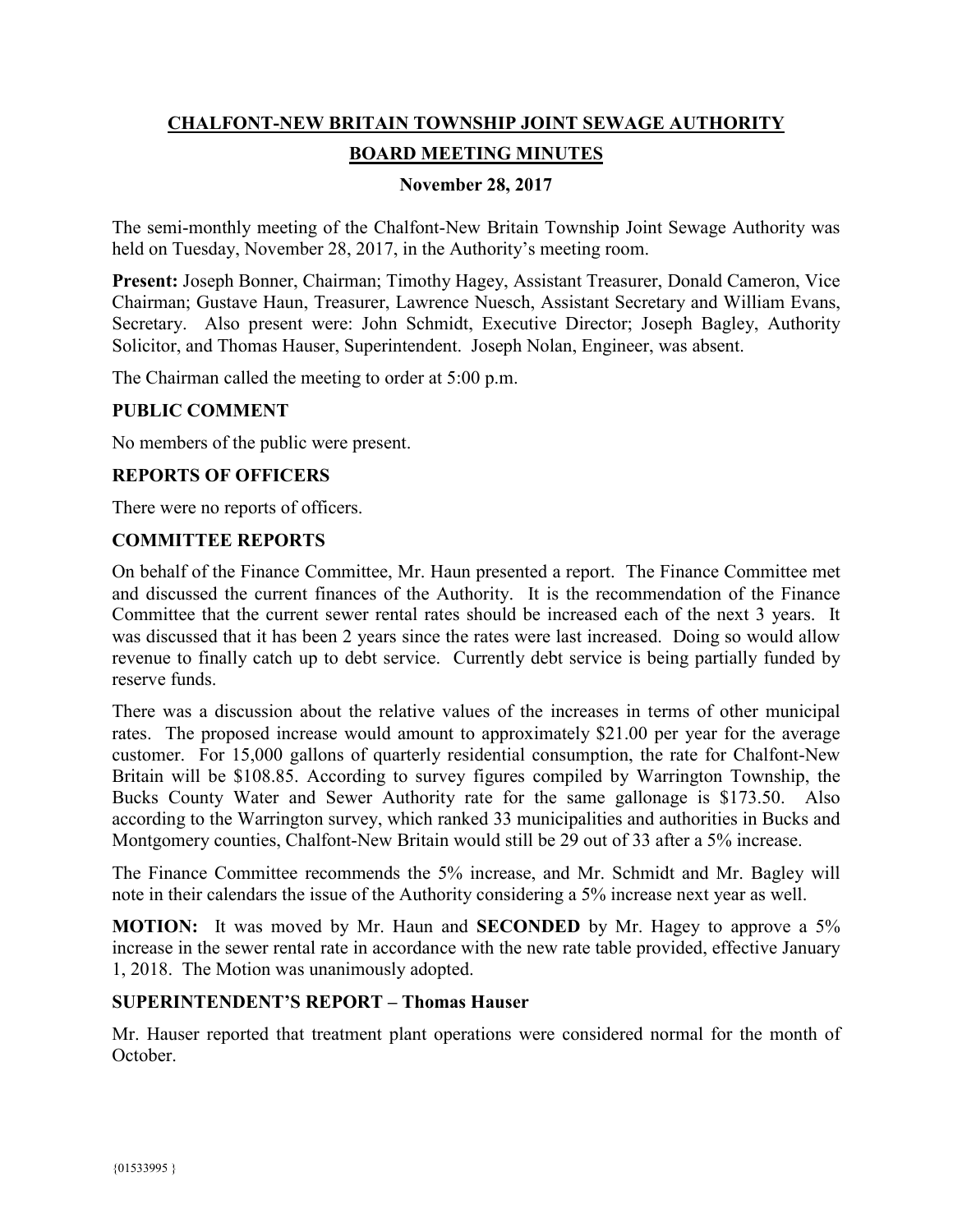# CHALFONT-NEW BRITAIN TOWNSHIP JOINT SEWAGE AUTHORITY

## BOARD MEETING MINUTES

**November 28, 2017**

The semi-monthly meeting of the Chalfont-New Britain Township Joint Sewage Authority was held on Tuesday, November 28, 2017, in the Authority's meeting room.

**Present:** Joseph Bonner, Chairman; Timothy Hagey, Assistant Treasurer, Donald Cameron, Vice Chairman; Gustave Haun, Treasurer, Lawrence Nuesch, Assistant Secretary and William Evans, Secretary. Also present were: John Schmidt, Executive Director; Joseph Bagley, Authority Solicitor, and Thomas Hauser, Superintendent. Joseph Nolan, Engineer, was absent.

The Chairman called the meeting to order at 5:00 p.m.

### PUBLIC COMMENT

No members of the public were present.

### REPORTS OF OFFICERS

There were no reports of officers.

### COMMITTEE REPORTS

On behalf of the Finance Committee, Mr. Haun presented a report. The Finance Committee met and discussed the current finances of the Authority. It is the recommendation of the Finance Committee that the current sewer rental rates should be increased each of the next 3 years. It was discussed that it has been 2 years since the rates were last increased. Doing so would allow revenue to finally catch up to debt service. Currently debt service is being partially funded by reserve funds.

There was a discussion about the relative values of the increases in terms of other municipal rates. The proposed increase would amount to approximately $21.00 per year for the average customer. For 15,000 gallons of quarterly residential consumption, the rate for Chalfont-New Britain will be $108.85. According to survey figures compiled by Warrington Township, the Bucks County Water and Sewer Authority rate for the same gallonage is $173.50. Also according to the Warrington survey, which ranked 33 municipalities and authorities in Bucks and Montgomery counties, Chalfont-New Britain would still be 29 out of 33 after a 5% increase.

The Finance Committee recommends the 5% increase, and Mr. Schmidt and Mr. Bagley will note in their calendars the issue of the Authority considering a 5% increase next year as well.

**MOTION:** It was moved by Mr. Haun and **SECONDED** by Mr. Hagey to approve a 5% increase in the sewer rental rate in accordance with the new rate table provided, effective January 1, 2018. The Motion was unanimously adopted.

### SUPERINTENDENT'S REPORT – Thomas Hauser

Mr. Hauser reported that treatment plant operations were considered normal for the month of October.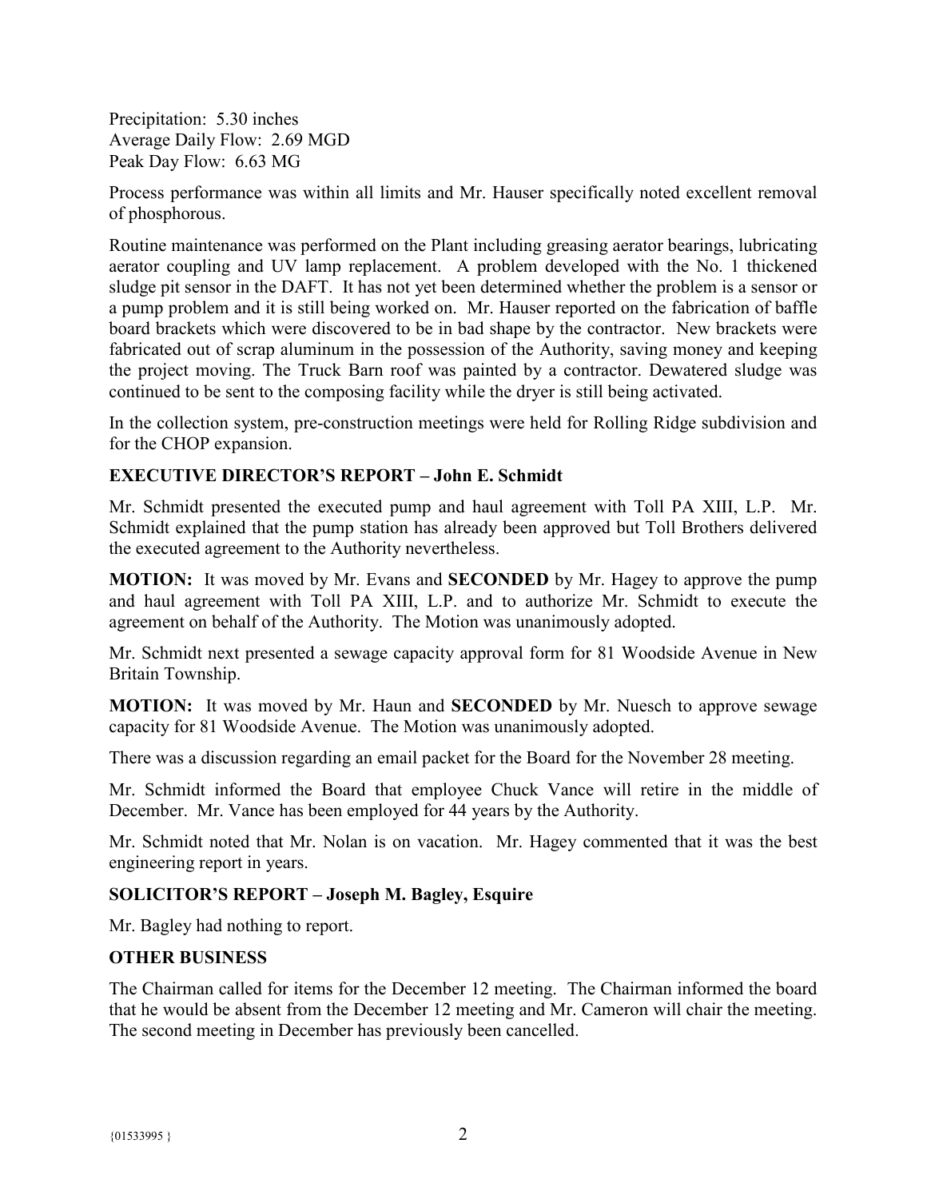Precipitation: 5.30 inches
Average Daily Flow: 2.69 MGD
Peak Day Flow: 6.63 MG

Process performance was within all limits and Mr. Hauser specifically noted excellent removal of phosphorous.

Routine maintenance was performed on the Plant including greasing aerator bearings, lubricating aerator coupling and UV lamp replacement. A problem developed with the No. 1 thickened sludge pit sensor in the DAFT. It has not yet been determined whether the problem is a sensor or a pump problem and it is still being worked on. Mr. Hauser reported on the fabrication of baffle board brackets which were discovered to be in bad shape by the contractor. New brackets were fabricated out of scrap aluminum in the possession of the Authority, saving money and keeping the project moving. The Truck Barn roof was painted by a contractor. Dewatered sludge was continued to be sent to the composing facility while the dryer is still being activated.

In the collection system, pre-construction meetings were held for Rolling Ridge subdivision and for the CHOP expansion.

### EXECUTIVE DIRECTOR'S REPORT – John E. Schmidt

Mr. Schmidt presented the executed pump and haul agreement with Toll PA XIII, L.P. Mr. Schmidt explained that the pump station has already been approved but Toll Brothers delivered the executed agreement to the Authority nevertheless.

**MOTION:** It was moved by Mr. Evans and **SECONDED** by Mr. Hagey to approve the pump and haul agreement with Toll PA XIII, L.P. and to authorize Mr. Schmidt to execute the agreement on behalf of the Authority. The Motion was unanimously adopted.

Mr. Schmidt next presented a sewage capacity approval form for 81 Woodside Avenue in New Britain Township.

**MOTION:** It was moved by Mr. Haun and **SECONDED** by Mr. Nuesch to approve sewage capacity for 81 Woodside Avenue. The Motion was unanimously adopted.

There was a discussion regarding an email packet for the Board for the November 28 meeting.

Mr. Schmidt informed the Board that employee Chuck Vance will retire in the middle of December. Mr. Vance has been employed for 44 years by the Authority.

Mr. Schmidt noted that Mr. Nolan is on vacation. Mr. Hagey commented that it was the best engineering report in years.

### SOLICITOR'S REPORT – Joseph M. Bagley, Esquire

Mr. Bagley had nothing to report.

### OTHER BUSINESS

The Chairman called for items for the December 12 meeting. The Chairman informed the board that he would be absent from the December 12 meeting and Mr. Cameron will chair the meeting. The second meeting in December has previously been cancelled.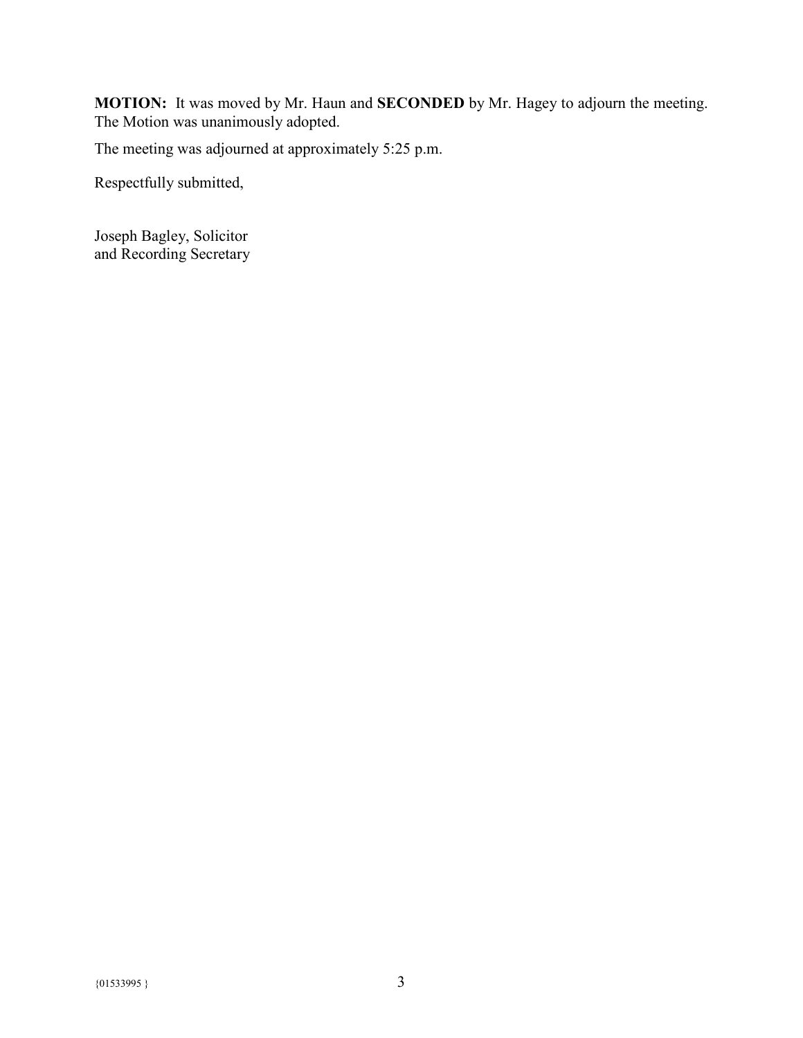**MOTION:** It was moved by Mr. Haun and **SECONDED** by Mr. Hagey to adjourn the meeting. The Motion was unanimously adopted.

The meeting was adjourned at approximately 5:25 p.m.

Respectfully submitted,

Joseph Bagley, Solicitor
and Recording Secretary

{01533995 }